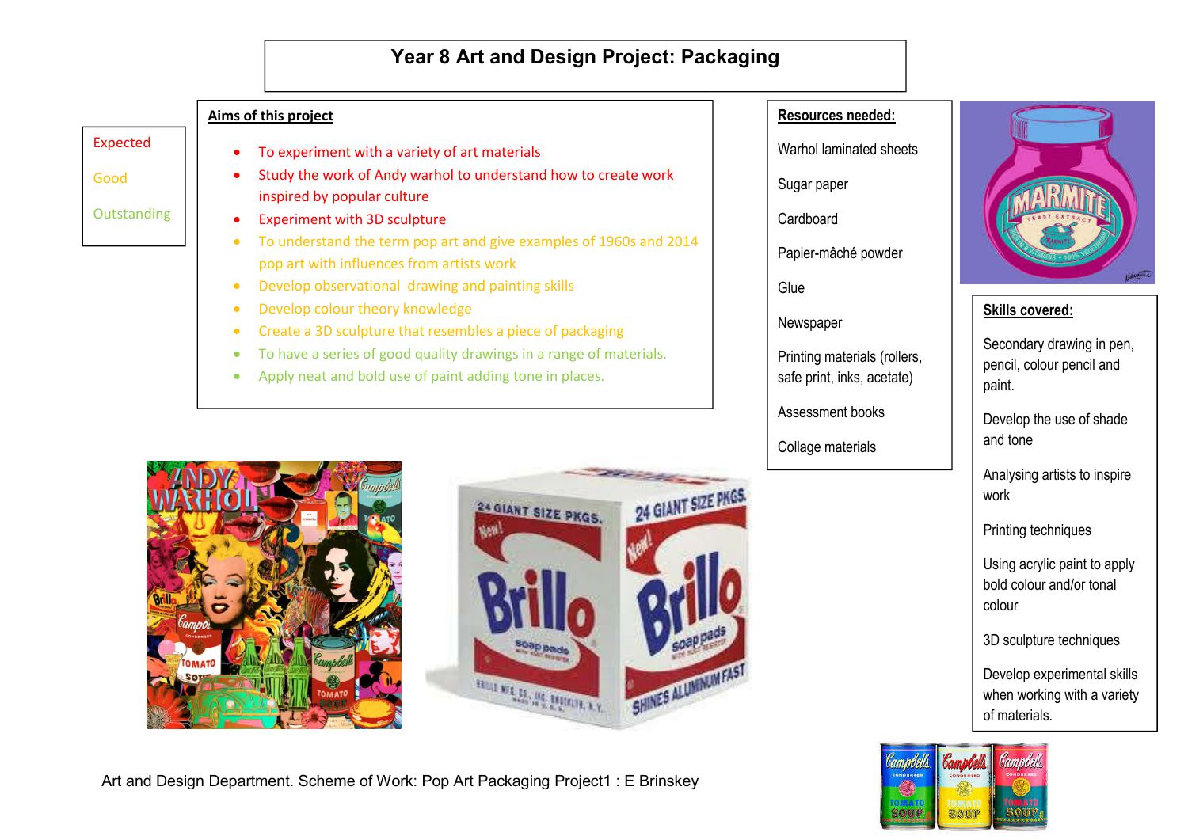# Year 8 Art and Design Project: Packaging

Expected

Good

Outstanding

**Aims of this project**

- To experiment with a variety of art materials
- Study the work of Andy warhol to understand how to create work inspired by popular culture
- Experiment with 3D sculpture
- To understand the term pop art and give examples of 1960s and 2014 pop art with influences from artists work
- Develop observational drawing and painting skills
- Develop colour theory knowledge
- Create a 3D sculpture that resembles a piece of packaging
- To have a series of good quality drawings in a range of materials.
- Apply neat and bold use of paint adding tone in places.

**Resources needed:**

Warhol laminated sheets

Sugar paper

Cardboard

Papier-mâché powder

Glue

Newspaper

Printing materials (rollers, safe print, inks, acetate)

Assessment books

Collage materials

**Skills covered:**

Secondary drawing in pen, pencil, colour pencil and paint.

Develop the use of shade and tone

Analysing artists to inspire work

Printing techniques

Using acrylic paint to apply bold colour and/or tonal colour

3D sculpture techniques

Develop experimental skills when working with a variety of materials.

Art and Design Department. Scheme of Work: Pop Art Packaging Project1 : E Brinskey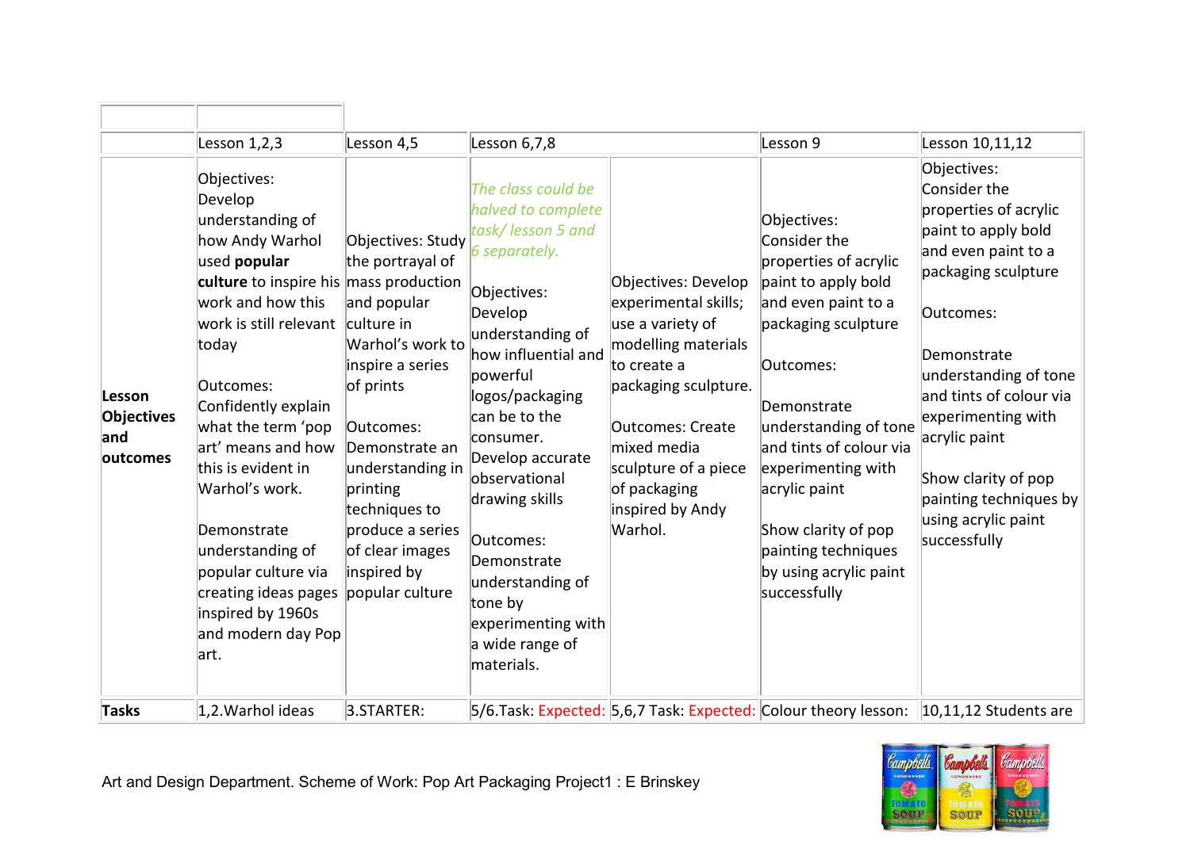| | | | | | | |
|---|---|---|---|---|---|---|
| | Lesson 1,2,3 | Lesson 4,5 | Lesson 6,7,8 | | Lesson 9 | Lesson 10,11,12 |
| **Lesson Objectives and outcomes** | Objectives: Develop understanding of how Andy Warhol used **popular culture** to inspire his work and how this work is still relevant today<br><br>Outcomes: Confidently explain what the term 'pop art' means and how this is evident in Warhol's work.<br><br>Demonstrate understanding of popular culture via creating ideas pages inspired by 1960s and modern day Pop art. | Objectives: Study the portrayal of mass production and popular culture in Warhol's work to inspire a series of prints<br><br>Outcomes: Demonstrate an understanding in printing techniques to produce a series of clear images inspired by popular culture | *The class could be halved to complete task/ lesson 5 and 6 separately.*<br><br>Objectives: Develop understanding of how influential and powerful logos/packaging can be to the consumer. Develop accurate observational drawing skills<br><br>Outcomes: Demonstrate understanding of tone by experimenting with a wide range of materials. | Objectives: Develop experimental skills; use a variety of modelling materials to create a packaging sculpture.<br><br>Outcomes: Create mixed media sculpture of a piece of packaging inspired by Andy Warhol. | Objectives: Consider the properties of acrylic paint to apply bold and even paint to a packaging sculpture<br><br>Outcomes:<br><br>Demonstrate understanding of tone and tints of colour via experimenting with acrylic paint<br><br>Show clarity of pop painting techniques by using acrylic paint successfully | Objectives: Consider the properties of acrylic paint to apply bold and even paint to a packaging sculpture<br><br>Outcomes:<br><br>Demonstrate understanding of tone and tints of colour via experimenting with acrylic paint<br><br>Show clarity of pop painting techniques by using acrylic paint successfully |
| **Tasks** | 1,2.Warhol ideas | 3.STARTER: | 5/6.Task: Expected: | 5,6,7 Task: Expected: | Colour theory lesson: | 10,11,12 Students are |

Art and Design Department. Scheme of Work: Pop Art Packaging Project1 : E Brinskey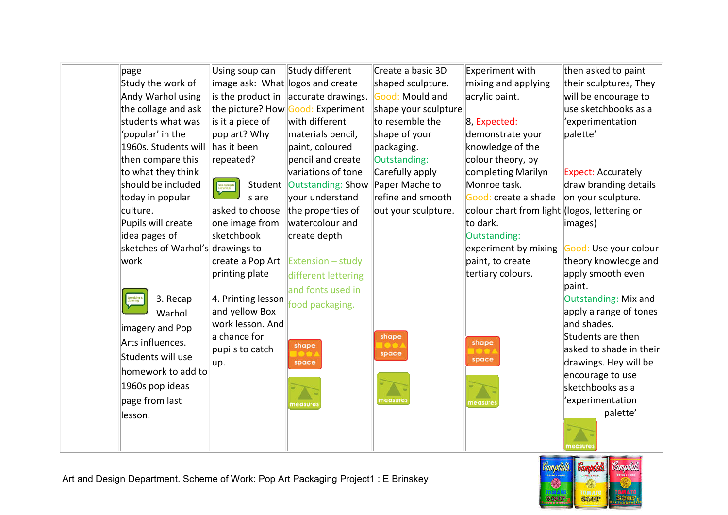| | | | | | | |
|---|---|---|---|---|---|---|
| | page<br>Study the work of Andy Warhol using the collage and ask students what was 'popular' in the 1960s. Students will then compare this to what they think should be included today in popular culture.<br>Pupils will create idea pages of sketches of Warhol's work<br><br>3. Recap Warhol imagery and Pop Arts influences. Students will use homework to add to 1960s pop ideas page from last lesson. | Using soup can image ask: What is the product in the picture? How is it a piece of pop art? Why has it been repeated?<br><br>Students are asked to choose one image from sketchbook drawings to create a Pop Art printing plate<br><br>4. Printing lesson and yellow Box work lesson. And a chance for pupils to catch up. | Study different logos and create accurate drawings.<br>Good: Experiment with different materials pencil, paint, coloured pencil and create variations of tone<br>Outstanding: Show your understand the properties of watercolour and create depth<br><br>Extension – study different lettering and fonts used in food packaging. | Create a basic 3D shaped sculpture.<br>Good: Mould and shape your sculpture to resemble the shape of your packaging.<br>Outstanding: Carefully apply Paper Mache to refine and smooth out your sculpture. | Experiment with mixing and applying acrylic paint.<br><br>8, Expected: demonstrate your knowledge of the colour theory, by completing Marilyn Monroe task.<br>Good: create a shade colour chart from light to dark.<br>Outstanding: experiment by mixing paint, to create tertiary colours. | then asked to paint their sculptures, They will be encourage to use sketchbooks as a 'experimentation palette'<br><br>Expect: Accurately draw branding details on your sculpture. (logos, lettering or images)<br><br>Good: Use your colour theory knowledge and apply smooth even paint.<br>Outstanding: Mix and apply a range of tones and shades.<br>Students are then asked to shade in their drawings. Hey will be encourage to use sketchbooks as a 'experimentation palette' |

Art and Design Department. Scheme of Work: Pop Art Packaging Project1 : E Brinskey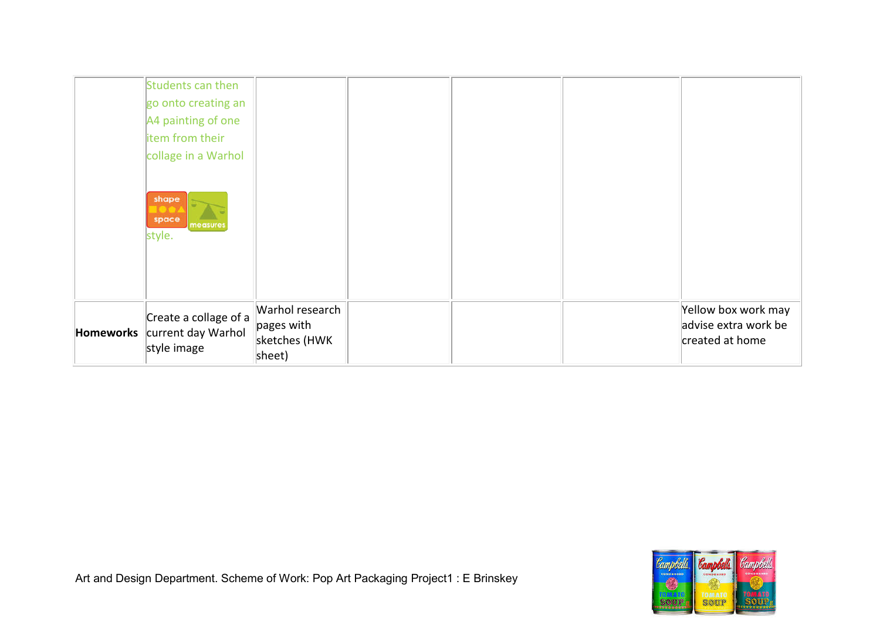| | | | | | | |
|---|---|---|---|---|---|---|
| | Students can then go onto creating an A4 painting of one item from their collage in a Warhol style. | | | | | |
| **Homeworks** | Create a collage of a current day Warhol style image | Warhol research pages with sketches (HWK sheet) | | | | Yellow box work may advise extra work be created at home |

Art and Design Department. Scheme of Work: Pop Art Packaging Project1 : E Brinskey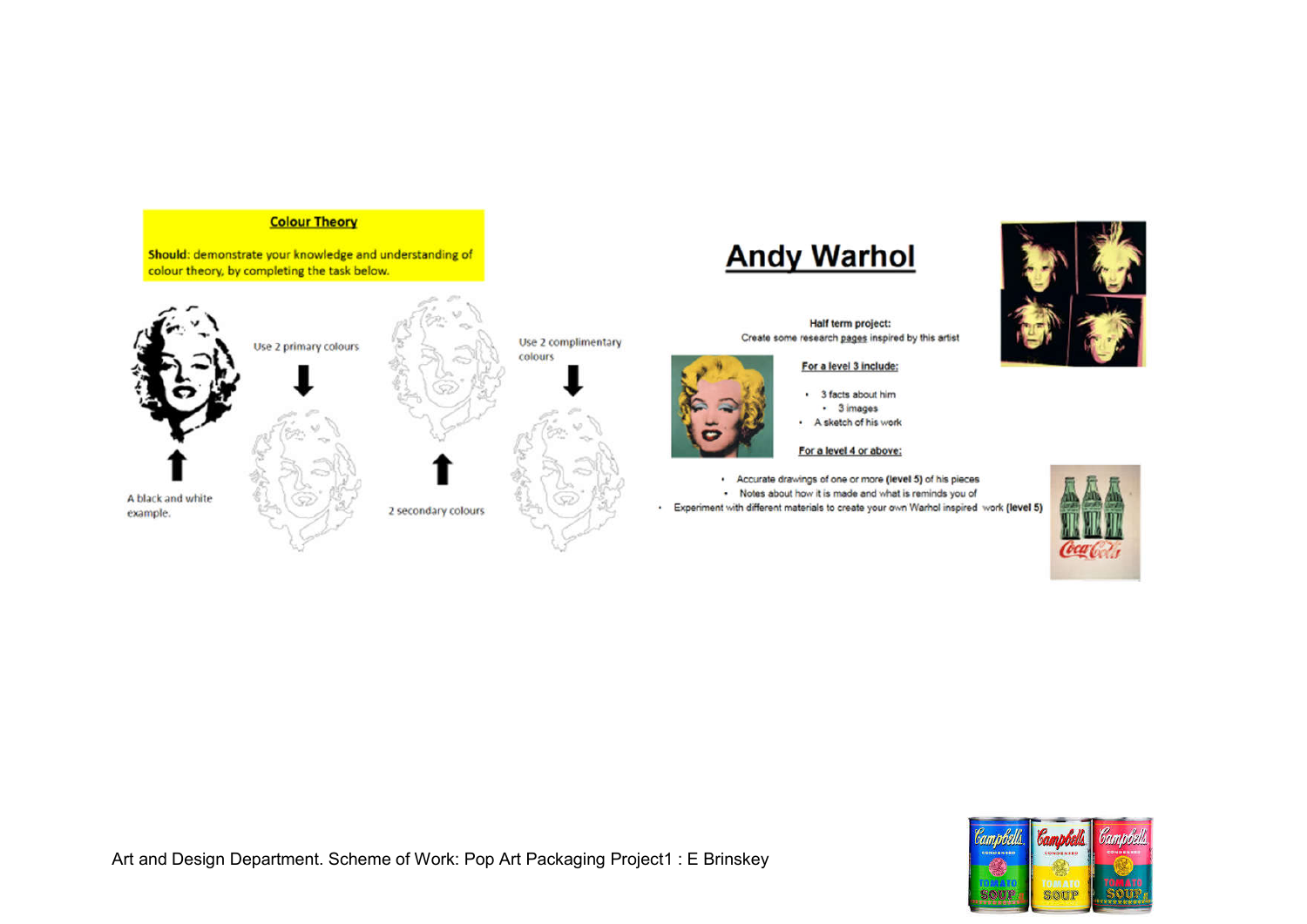## Colour Theory

**Should**: demonstrate your knowledge and understanding of colour theory, by completing the task below.

A black and white example.

Use 2 primary colours

2 secondary colours

Use 2 complimentary colours

# Andy Warhol

**Half term project:**
Create some research pages inspired by this artist

**For a level 3 include:**

- 3 facts about him
- 3 images
- A sketch of his work

**For a level 4 or above:**

- Accurate drawings of one or more **(level 5)** of his pieces
- Notes about how it is made and what is reminds you of
- Experiment with different materials to create your own Warhol inspired work **(level 5)**

Art and Design Department. Scheme of Work: Pop Art Packaging Project1 : E Brinskey